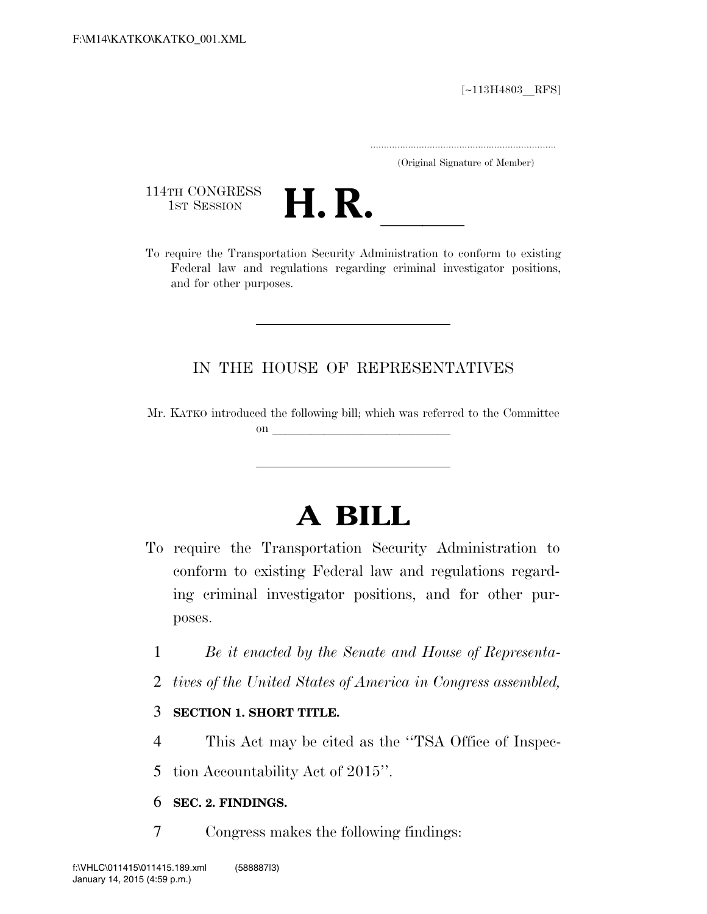[~113H4803__RFS]

.....................................................................

(Original Signature of Member)

114TH CONGRESS
1ST SESSION

# H. R. \_\_\_\_\_\_

To require the Transportation Security Administration to conform to existing Federal law and regulations regarding criminal investigator positions, and for other purposes.

---

IN THE HOUSE OF REPRESENTATIVES

Mr. KATKO introduced the following bill; which was referred to the Committee on \_\_\_\_\_\_\_\_\_\_\_\_\_\_\_\_\_\_\_\_\_\_\_\_\_\_\_\_\_\_

---

# A BILL

To require the Transportation Security Administration to conform to existing Federal law and regulations regarding criminal investigator positions, and for other purposes.

1 *Be it enacted by the Senate and House of Representa-*
2 *tives of the United States of America in Congress assembled,*

3 **SECTION 1. SHORT TITLE.**

4 This Act may be cited as the "TSA Office of Inspec-
5 tion Accountability Act of 2015".

6 **SEC. 2. FINDINGS.**

7 Congress makes the following findings: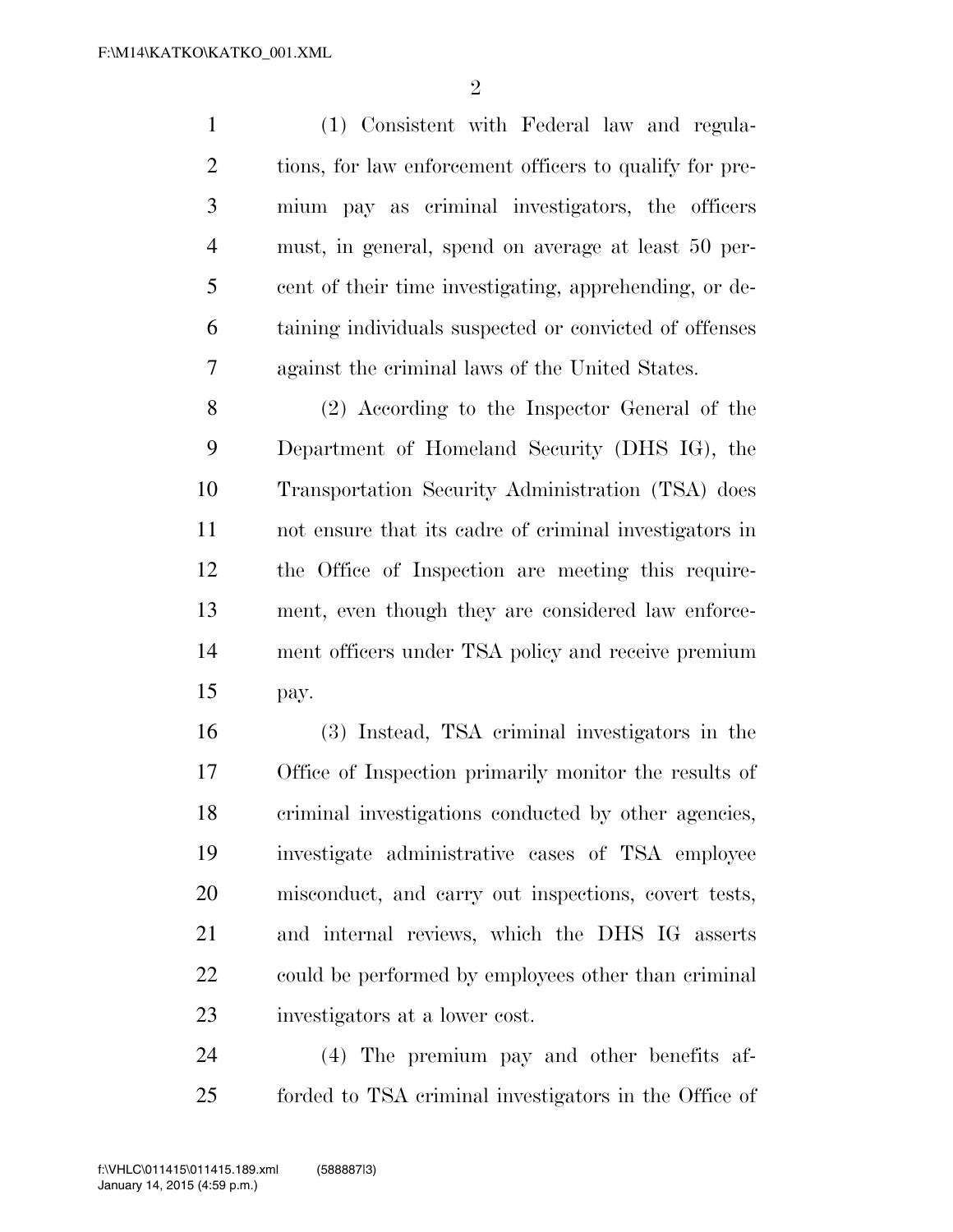(1) Consistent with Federal law and regulations, for law enforcement officers to qualify for premium pay as criminal investigators, the officers must, in general, spend on average at least 50 percent of their time investigating, apprehending, or detaining individuals suspected or convicted of offenses against the criminal laws of the United States.

(2) According to the Inspector General of the Department of Homeland Security (DHS IG), the Transportation Security Administration (TSA) does not ensure that its cadre of criminal investigators in the Office of Inspection are meeting this requirement, even though they are considered law enforcement officers under TSA policy and receive premium pay.

(3) Instead, TSA criminal investigators in the Office of Inspection primarily monitor the results of criminal investigations conducted by other agencies, investigate administrative cases of TSA employee misconduct, and carry out inspections, covert tests, and internal reviews, which the DHS IG asserts could be performed by employees other than criminal investigators at a lower cost.

(4) The premium pay and other benefits afforded to TSA criminal investigators in the Office of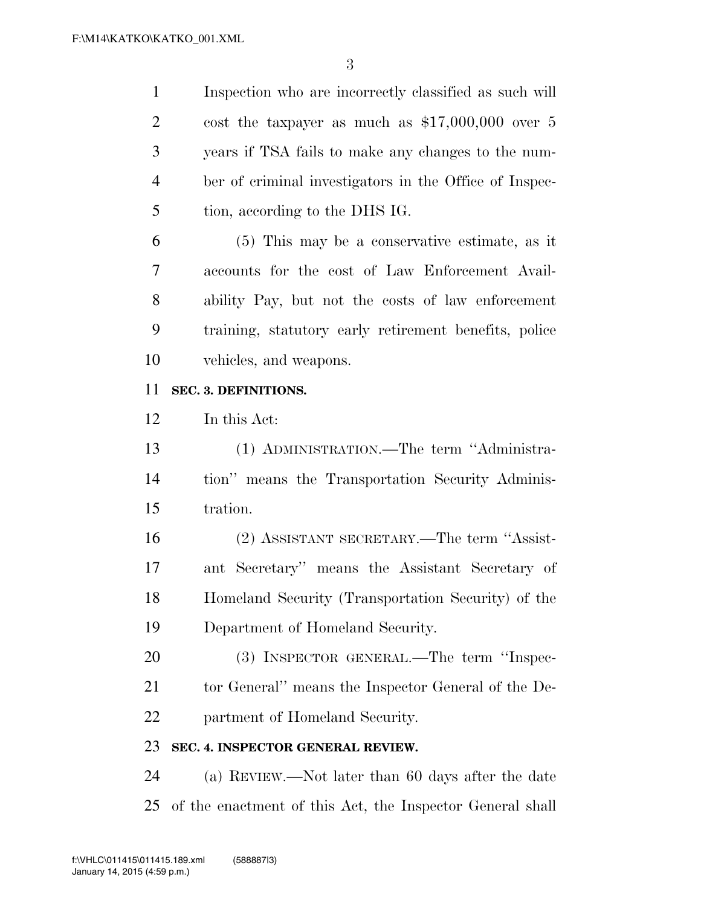Inspection who are incorrectly classified as such will cost the taxpayer as much as $17,000,000 over 5 years if TSA fails to make any changes to the number of criminal investigators in the Office of Inspection, according to the DHS IG.

(5) This may be a conservative estimate, as it accounts for the cost of Law Enforcement Availability Pay, but not the costs of law enforcement training, statutory early retirement benefits, police vehicles, and weapons.

**SEC. 3. DEFINITIONS.**

In this Act:

(1) ADMINISTRATION.—The term "Administration" means the Transportation Security Administration.

(2) ASSISTANT SECRETARY.—The term "Assistant Secretary" means the Assistant Secretary of Homeland Security (Transportation Security) of the Department of Homeland Security.

(3) INSPECTOR GENERAL.—The term "Inspector General" means the Inspector General of the Department of Homeland Security.

**SEC. 4. INSPECTOR GENERAL REVIEW.**

(a) REVIEW.—Not later than 60 days after the date of the enactment of this Act, the Inspector General shall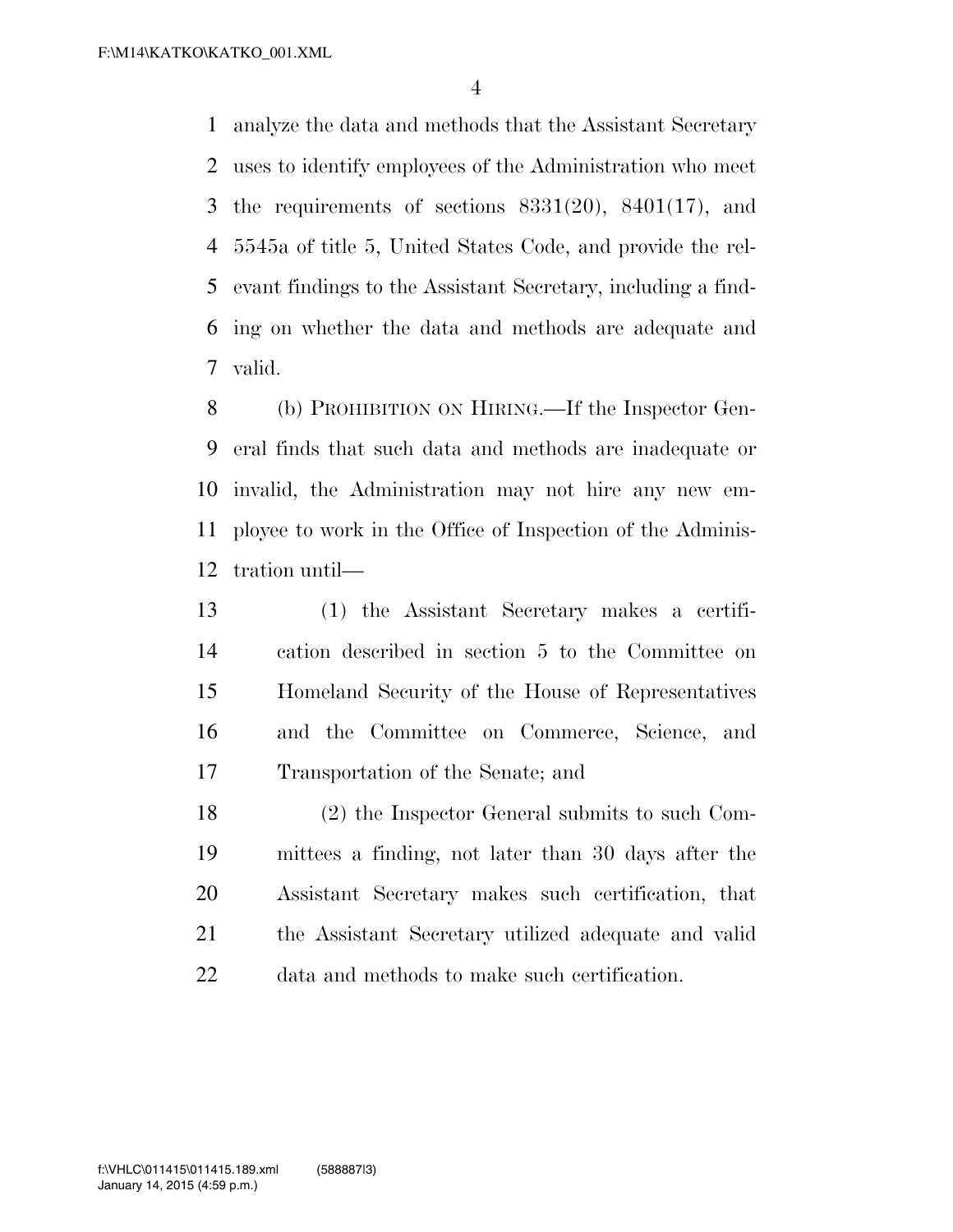analyze the data and methods that the Assistant Secretary uses to identify employees of the Administration who meet the requirements of sections 8331(20), 8401(17), and 5545a of title 5, United States Code, and provide the relevant findings to the Assistant Secretary, including a finding on whether the data and methods are adequate and valid.

(b) PROHIBITION ON HIRING.—If the Inspector General finds that such data and methods are inadequate or invalid, the Administration may not hire any new employee to work in the Office of Inspection of the Administration until—

(1) the Assistant Secretary makes a certification described in section 5 to the Committee on Homeland Security of the House of Representatives and the Committee on Commerce, Science, and Transportation of the Senate; and

(2) the Inspector General submits to such Committees a finding, not later than 30 days after the Assistant Secretary makes such certification, that the Assistant Secretary utilized adequate and valid data and methods to make such certification.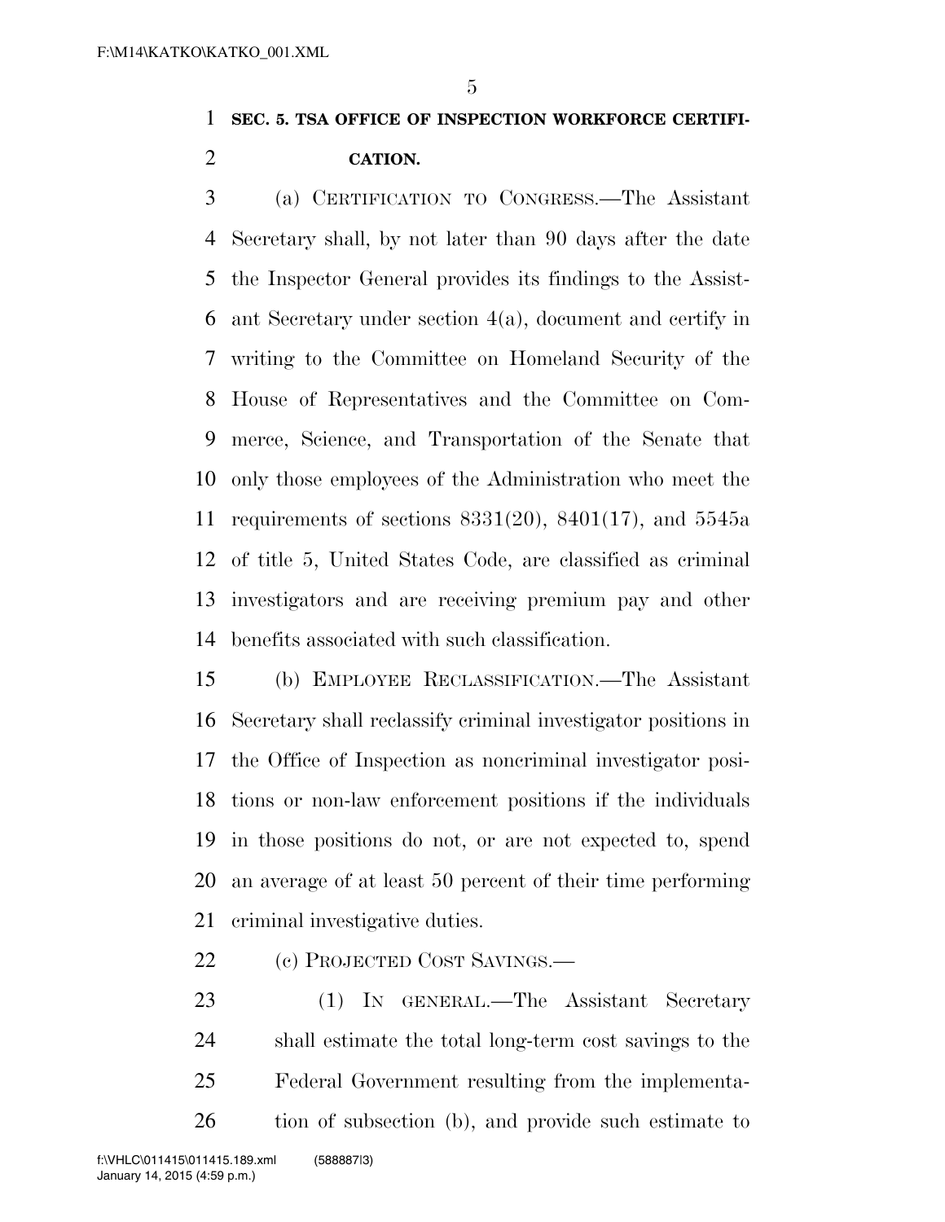**SEC. 5. TSA OFFICE OF INSPECTION WORKFORCE CERTIFICATION.**

(a) CERTIFICATION TO CONGRESS.—The Assistant Secretary shall, by not later than 90 days after the date the Inspector General provides its findings to the Assistant Secretary under section 4(a), document and certify in writing to the Committee on Homeland Security of the House of Representatives and the Committee on Commerce, Science, and Transportation of the Senate that only those employees of the Administration who meet the requirements of sections 8331(20), 8401(17), and 5545a of title 5, United States Code, are classified as criminal investigators and are receiving premium pay and other benefits associated with such classification.

(b) EMPLOYEE RECLASSIFICATION.—The Assistant Secretary shall reclassify criminal investigator positions in the Office of Inspection as noncriminal investigator positions or non-law enforcement positions if the individuals in those positions do not, or are not expected to, spend an average of at least 50 percent of their time performing criminal investigative duties.

(c) PROJECTED COST SAVINGS.—

(1) IN GENERAL.—The Assistant Secretary shall estimate the total long-term cost savings to the Federal Government resulting from the implementation of subsection (b), and provide such estimate to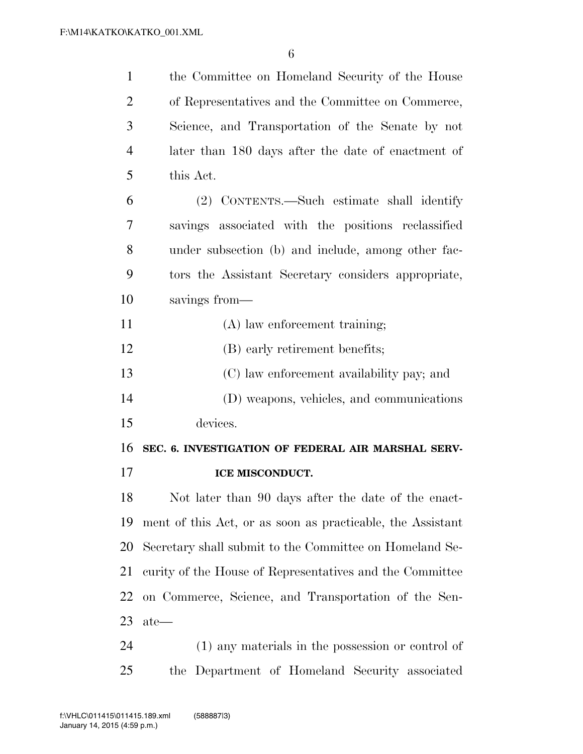the Committee on Homeland Security of the House of Representatives and the Committee on Commerce, Science, and Transportation of the Senate by not later than 180 days after the date of enactment of this Act.

(2) CONTENTS.—Such estimate shall identify savings associated with the positions reclassified under subsection (b) and include, among other factors the Assistant Secretary considers appropriate, savings from—

(A) law enforcement training;

(B) early retirement benefits;

(C) law enforcement availability pay; and

(D) weapons, vehicles, and communications devices.

**SEC. 6. INVESTIGATION OF FEDERAL AIR MARSHAL SERVICE MISCONDUCT.**

Not later than 90 days after the date of the enactment of this Act, or as soon as practicable, the Assistant Secretary shall submit to the Committee on Homeland Security of the House of Representatives and the Committee on Commerce, Science, and Transportation of the Senate—

(1) any materials in the possession or control of the Department of Homeland Security associated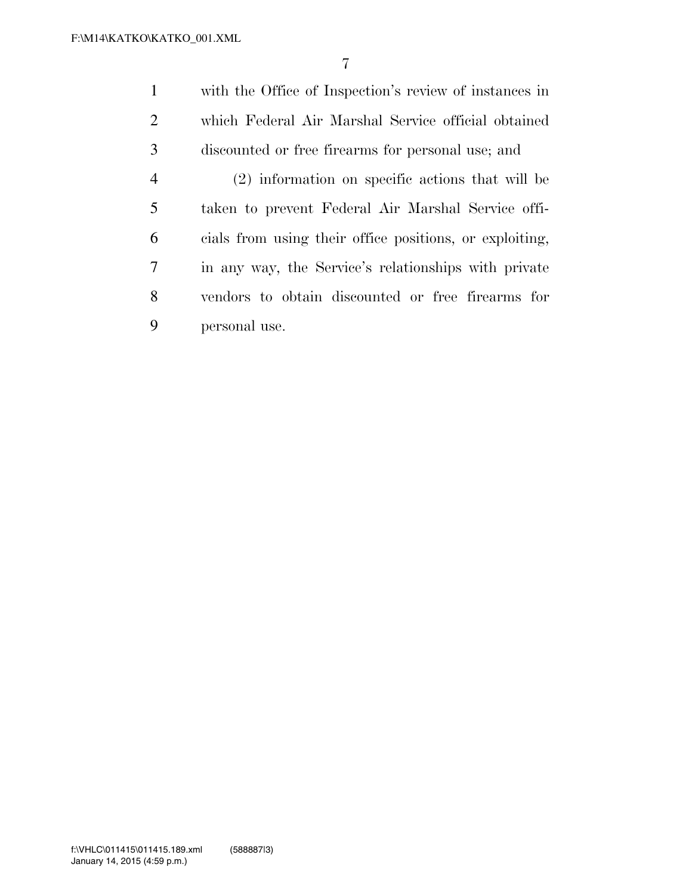with the Office of Inspection's review of instances in which Federal Air Marshal Service official obtained discounted or free firearms for personal use; and

(2) information on specific actions that will be taken to prevent Federal Air Marshal Service officials from using their office positions, or exploiting, in any way, the Service's relationships with private vendors to obtain discounted or free firearms for personal use.